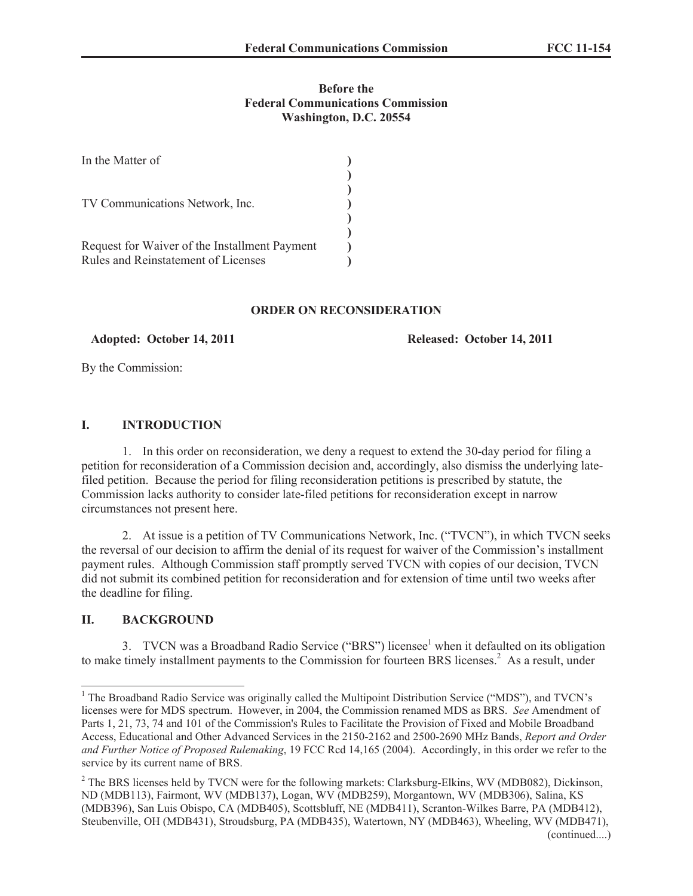**Before the**
**Federal Communications Commission**
**Washington, D.C. 20554**

| | |
|---|---|
| In the Matter of | ) |
| | ) |
| | ) |
| TV Communications Network, Inc. | ) |
| | ) |
| | ) |
| Request for Waiver of the Installment Payment | ) |
| Rules and Reinstatement of Licenses | ) |

**ORDER ON RECONSIDERATION**

**Adopted: October 14, 2011** **Released: October 14, 2011**

By the Commission:

## I. INTRODUCTION

1. In this order on reconsideration, we deny a request to extend the 30-day period for filing a petition for reconsideration of a Commission decision and, accordingly, also dismiss the underlying late-filed petition. Because the period for filing reconsideration petitions is prescribed by statute, the Commission lacks authority to consider late-filed petitions for reconsideration except in narrow circumstances not present here.

2. At issue is a petition of TV Communications Network, Inc. ("TVCN"), in which TVCN seeks the reversal of our decision to affirm the denial of its request for waiver of the Commission's installment payment rules. Although Commission staff promptly served TVCN with copies of our decision, TVCN did not submit its combined petition for reconsideration and for extension of time until two weeks after the deadline for filing.

## II. BACKGROUND

3. TVCN was a Broadband Radio Service ("BRS") licensee[1] when it defaulted on its obligation to make timely installment payments to the Commission for fourteen BRS licenses.[2] As a result, under

---

[1] The Broadband Radio Service was originally called the Multipoint Distribution Service ("MDS"), and TVCN's licenses were for MDS spectrum. However, in 2004, the Commission renamed MDS as BRS. *See* Amendment of Parts 1, 21, 73, 74 and 101 of the Commission's Rules to Facilitate the Provision of Fixed and Mobile Broadband Access, Educational and Other Advanced Services in the 2150-2162 and 2500-2690 MHz Bands, *Report and Order and Further Notice of Proposed Rulemaking*, 19 FCC Rcd 14,165 (2004). Accordingly, in this order we refer to the service by its current name of BRS.

[2] The BRS licenses held by TVCN were for the following markets: Clarksburg-Elkins, WV (MDB082), Dickinson, ND (MDB113), Fairmont, WV (MDB137), Logan, WV (MDB259), Morgantown, WV (MDB306), Salina, KS (MDB396), San Luis Obispo, CA (MDB405), Scottsbluff, NE (MDB411), Scranton-Wilkes Barre, PA (MDB412), Steubenville, OH (MDB431), Stroudsburg, PA (MDB435), Watertown, NY (MDB463), Wheeling, WV (MDB471),

(continued....)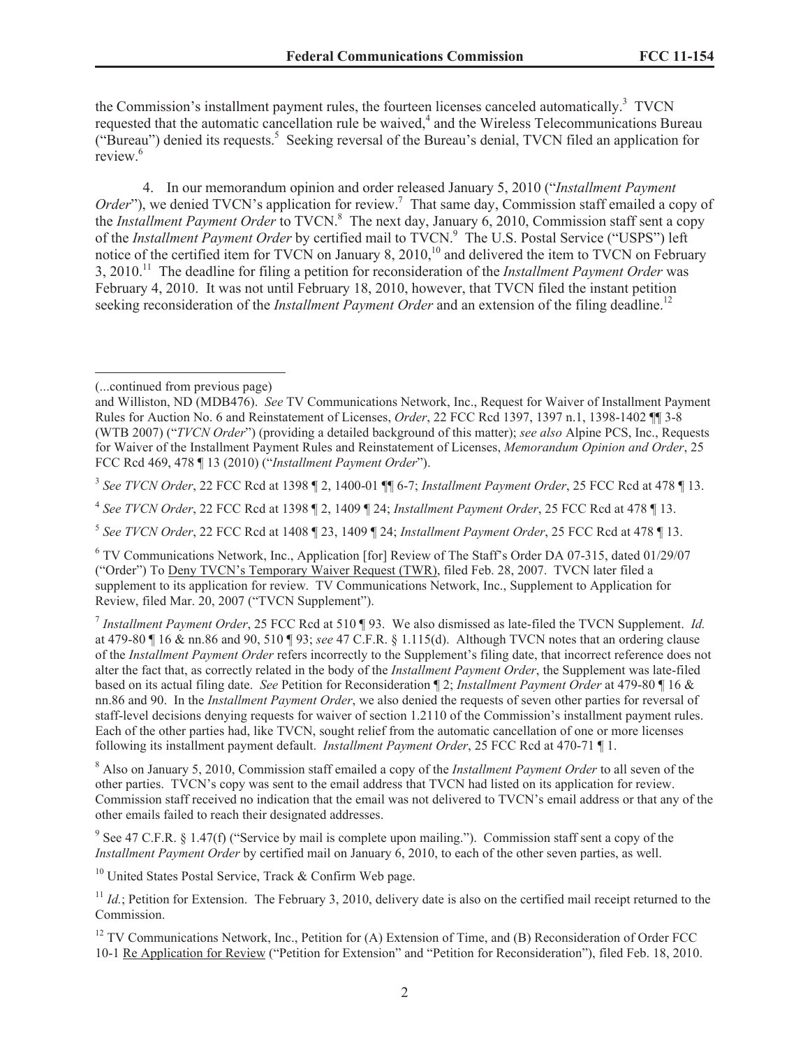the Commission's installment payment rules, the fourteen licenses canceled automatically.[3] TVCN requested that the automatic cancellation rule be waived,[4] and the Wireless Telecommunications Bureau ("Bureau") denied its requests.[5] Seeking reversal of the Bureau's denial, TVCN filed an application for review.[6]

4. In our memorandum opinion and order released January 5, 2010 ("*Installment Payment Order*"), we denied TVCN's application for review.[7] That same day, Commission staff emailed a copy of the *Installment Payment Order* to TVCN.[8] The next day, January 6, 2010, Commission staff sent a copy of the *Installment Payment Order* by certified mail to TVCN.[9] The U.S. Postal Service ("USPS") left notice of the certified item for TVCN on January 8, 2010,[10] and delivered the item to TVCN on February 3, 2010.[11] The deadline for filing a petition for reconsideration of the *Installment Payment Order* was February 4, 2010. It was not until February 18, 2010, however, that TVCN filed the instant petition seeking reconsideration of the *Installment Payment Order* and an extension of the filing deadline.[12]

---

(...continued from previous page)

and Williston, ND (MDB476). *See* TV Communications Network, Inc., Request for Waiver of Installment Payment Rules for Auction No. 6 and Reinstatement of Licenses, *Order*, 22 FCC Rcd 1397, 1397 n.1, 1398-1402 ¶¶ 3-8 (WTB 2007) ("*TVCN Order*") (providing a detailed background of this matter); *see also* Alpine PCS, Inc., Requests for Waiver of the Installment Payment Rules and Reinstatement of Licenses, *Memorandum Opinion and Order*, 25 FCC Rcd 469, 478 ¶ 13 (2010) ("*Installment Payment Order*").

[3] *See TVCN Order*, 22 FCC Rcd at 1398 ¶ 2, 1400-01 ¶¶ 6-7; *Installment Payment Order*, 25 FCC Rcd at 478 ¶ 13.

[4] *See TVCN Order*, 22 FCC Rcd at 1398 ¶ 2, 1409 ¶ 24; *Installment Payment Order*, 25 FCC Rcd at 478 ¶ 13.

[5] *See TVCN Order*, 22 FCC Rcd at 1408 ¶ 23, 1409 ¶ 24; *Installment Payment Order*, 25 FCC Rcd at 478 ¶ 13.

[6] TV Communications Network, Inc., Application [for] Review of The Staff's Order DA 07-315, dated 01/29/07 ("Order") To Deny TVCN's Temporary Waiver Request (TWR), filed Feb. 28, 2007. TVCN later filed a supplement to its application for review. TV Communications Network, Inc., Supplement to Application for Review, filed Mar. 20, 2007 ("TVCN Supplement").

[7] *Installment Payment Order*, 25 FCC Rcd at 510 ¶ 93. We also dismissed as late-filed the TVCN Supplement. *Id.* at 479-80 ¶ 16 & nn.86 and 90, 510 ¶ 93; *see* 47 C.F.R. § 1.115(d). Although TVCN notes that an ordering clause of the *Installment Payment Order* refers incorrectly to the Supplement's filing date, that incorrect reference does not alter the fact that, as correctly related in the body of the *Installment Payment Order*, the Supplement was late-filed based on its actual filing date. *See* Petition for Reconsideration ¶ 2; *Installment Payment Order* at 479-80 ¶ 16 & nn.86 and 90. In the *Installment Payment Order*, we also denied the requests of seven other parties for reversal of staff-level decisions denying requests for waiver of section 1.2110 of the Commission's installment payment rules. Each of the other parties had, like TVCN, sought relief from the automatic cancellation of one or more licenses following its installment payment default. *Installment Payment Order*, 25 FCC Rcd at 470-71 ¶ 1.

[8] Also on January 5, 2010, Commission staff emailed a copy of the *Installment Payment Order* to all seven of the other parties. TVCN's copy was sent to the email address that TVCN had listed on its application for review. Commission staff received no indication that the email was not delivered to TVCN's email address or that any of the other emails failed to reach their designated addresses.

[9] See 47 C.F.R. § 1.47(f) ("Service by mail is complete upon mailing."). Commission staff sent a copy of the *Installment Payment Order* by certified mail on January 6, 2010, to each of the other seven parties, as well.

[10] United States Postal Service, Track & Confirm Web page.

[11] *Id.*; Petition for Extension. The February 3, 2010, delivery date is also on the certified mail receipt returned to the Commission.

[12] TV Communications Network, Inc., Petition for (A) Extension of Time, and (B) Reconsideration of Order FCC 10-1 Re Application for Review ("Petition for Extension" and "Petition for Reconsideration"), filed Feb. 18, 2010.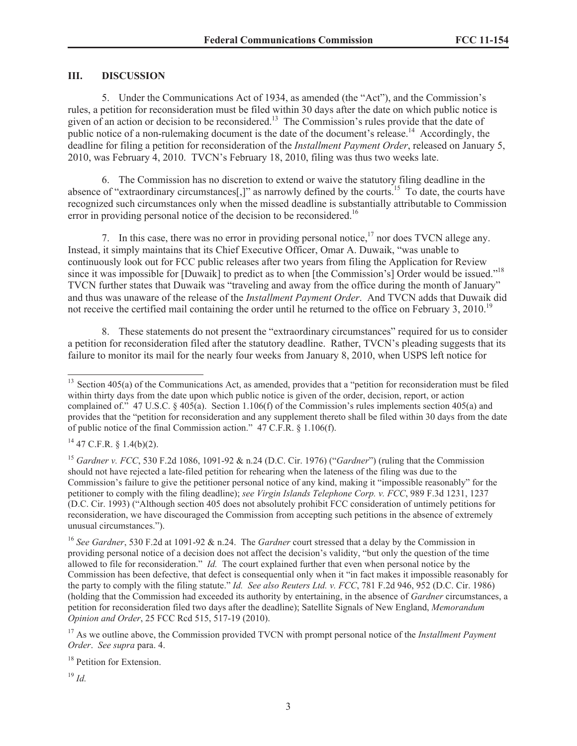## III. DISCUSSION

5. Under the Communications Act of 1934, as amended (the "Act"), and the Commission's rules, a petition for reconsideration must be filed within 30 days after the date on which public notice is given of an action or decision to be reconsidered.[13] The Commission's rules provide that the date of public notice of a non-rulemaking document is the date of the document's release.[14] Accordingly, the deadline for filing a petition for reconsideration of the *Installment Payment Order*, released on January 5, 2010, was February 4, 2010. TVCN's February 18, 2010, filing was thus two weeks late.

6. The Commission has no discretion to extend or waive the statutory filing deadline in the absence of "extraordinary circumstances[,]" as narrowly defined by the courts.[15] To date, the courts have recognized such circumstances only when the missed deadline is substantially attributable to Commission error in providing personal notice of the decision to be reconsidered.[16]

7. In this case, there was no error in providing personal notice,[17] nor does TVCN allege any. Instead, it simply maintains that its Chief Executive Officer, Omar A. Duwaik, "was unable to continuously look out for FCC public releases after two years from filing the Application for Review since it was impossible for [Duwaik] to predict as to when [the Commission's] Order would be issued."[18] TVCN further states that Duwaik was "traveling and away from the office during the month of January" and thus was unaware of the release of the *Installment Payment Order*. And TVCN adds that Duwaik did not receive the certified mail containing the order until he returned to the office on February 3, 2010.[19]

8. These statements do not present the "extraordinary circumstances" required for us to consider a petition for reconsideration filed after the statutory deadline. Rather, TVCN's pleading suggests that its failure to monitor its mail for the nearly four weeks from January 8, 2010, when USPS left notice for

---

[13] Section 405(a) of the Communications Act, as amended, provides that a "petition for reconsideration must be filed within thirty days from the date upon which public notice is given of the order, decision, report, or action complained of." 47 U.S.C. § 405(a). Section 1.106(f) of the Commission's rules implements section 405(a) and provides that the "petition for reconsideration and any supplement thereto shall be filed within 30 days from the date of public notice of the final Commission action." 47 C.F.R. § 1.106(f).

[14] 47 C.F.R. § 1.4(b)(2).

[15] *Gardner v. FCC*, 530 F.2d 1086, 1091-92 & n.24 (D.C. Cir. 1976) ("*Gardner*") (ruling that the Commission should not have rejected a late-filed petition for rehearing when the lateness of the filing was due to the Commission's failure to give the petitioner personal notice of any kind, making it "impossible reasonably" for the petitioner to comply with the filing deadline); *see Virgin Islands Telephone Corp. v. FCC*, 989 F.3d 1231, 1237 (D.C. Cir. 1993) ("Although section 405 does not absolutely prohibit FCC consideration of untimely petitions for reconsideration, we have discouraged the Commission from accepting such petitions in the absence of extremely unusual circumstances.").

[16] *See Gardner*, 530 F.2d at 1091-92 & n.24. The *Gardner* court stressed that a delay by the Commission in providing personal notice of a decision does not affect the decision's validity, "but only the question of the time allowed to file for reconsideration." *Id.* The court explained further that even when personal notice by the Commission has been defective, that defect is consequential only when it "in fact makes it impossible reasonably for the party to comply with the filing statute." *Id. See also Reuters Ltd. v. FCC*, 781 F.2d 946, 952 (D.C. Cir. 1986) (holding that the Commission had exceeded its authority by entertaining, in the absence of *Gardner* circumstances, a petition for reconsideration filed two days after the deadline); Satellite Signals of New England, *Memorandum Opinion and Order*, 25 FCC Rcd 515, 517-19 (2010).

[17] As we outline above, the Commission provided TVCN with prompt personal notice of the *Installment Payment Order*. *See supra* para. 4.

[18] Petition for Extension.

[19] *Id.*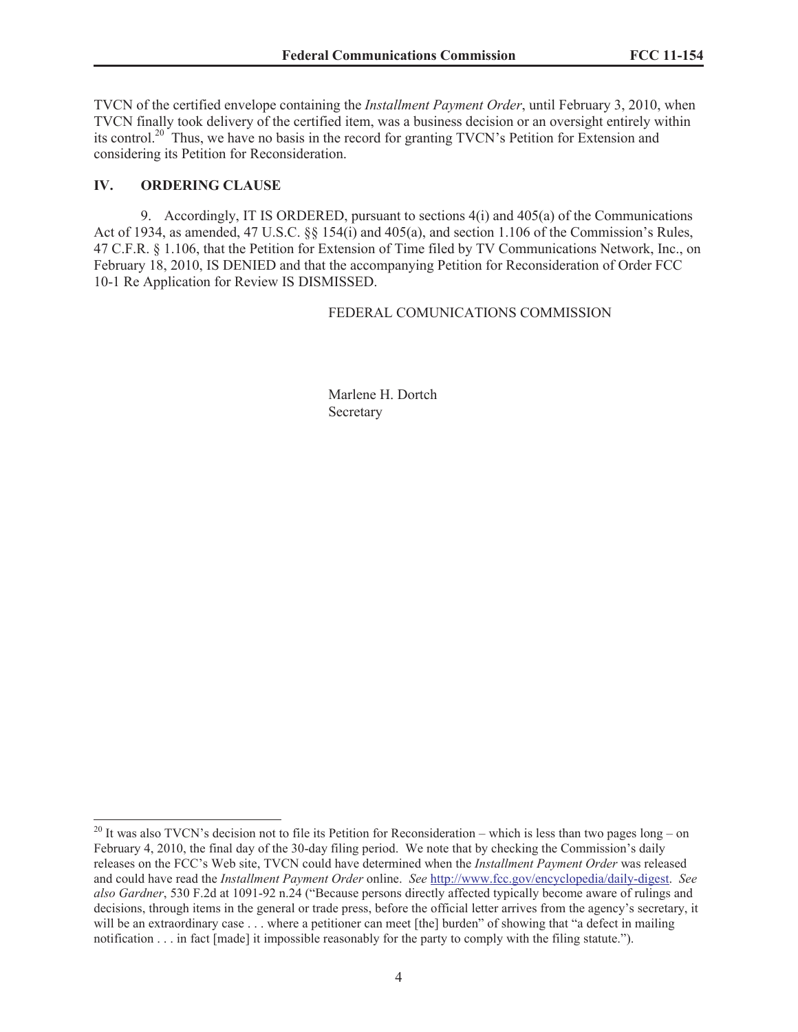TVCN of the certified envelope containing the *Installment Payment Order*, until February 3, 2010, when TVCN finally took delivery of the certified item, was a business decision or an oversight entirely within its control.[20] Thus, we have no basis in the record for granting TVCN's Petition for Extension and considering its Petition for Reconsideration.

## IV. ORDERING CLAUSE

9. Accordingly, IT IS ORDERED, pursuant to sections 4(i) and 405(a) of the Communications Act of 1934, as amended, 47 U.S.C. §§ 154(i) and 405(a), and section 1.106 of the Commission's Rules, 47 C.F.R. § 1.106, that the Petition for Extension of Time filed by TV Communications Network, Inc., on February 18, 2010, IS DENIED and that the accompanying Petition for Reconsideration of Order FCC 10-1 Re Application for Review IS DISMISSED.

FEDERAL COMUNICATIONS COMMISSION

Marlene H. Dortch
Secretary

---

[20] It was also TVCN's decision not to file its Petition for Reconsideration – which is less than two pages long – on February 4, 2010, the final day of the 30-day filing period. We note that by checking the Commission's daily releases on the FCC's Web site, TVCN could have determined when the *Installment Payment Order* was released and could have read the *Installment Payment Order* online. *See* http://www.fcc.gov/encyclopedia/daily-digest. *See also Gardner*, 530 F.2d at 1091-92 n.24 ("Because persons directly affected typically become aware of rulings and decisions, through items in the general or trade press, before the official letter arrives from the agency's secretary, it will be an extraordinary case . . . where a petitioner can meet [the] burden" of showing that "a defect in mailing notification . . . in fact [made] it impossible reasonably for the party to comply with the filing statute.").